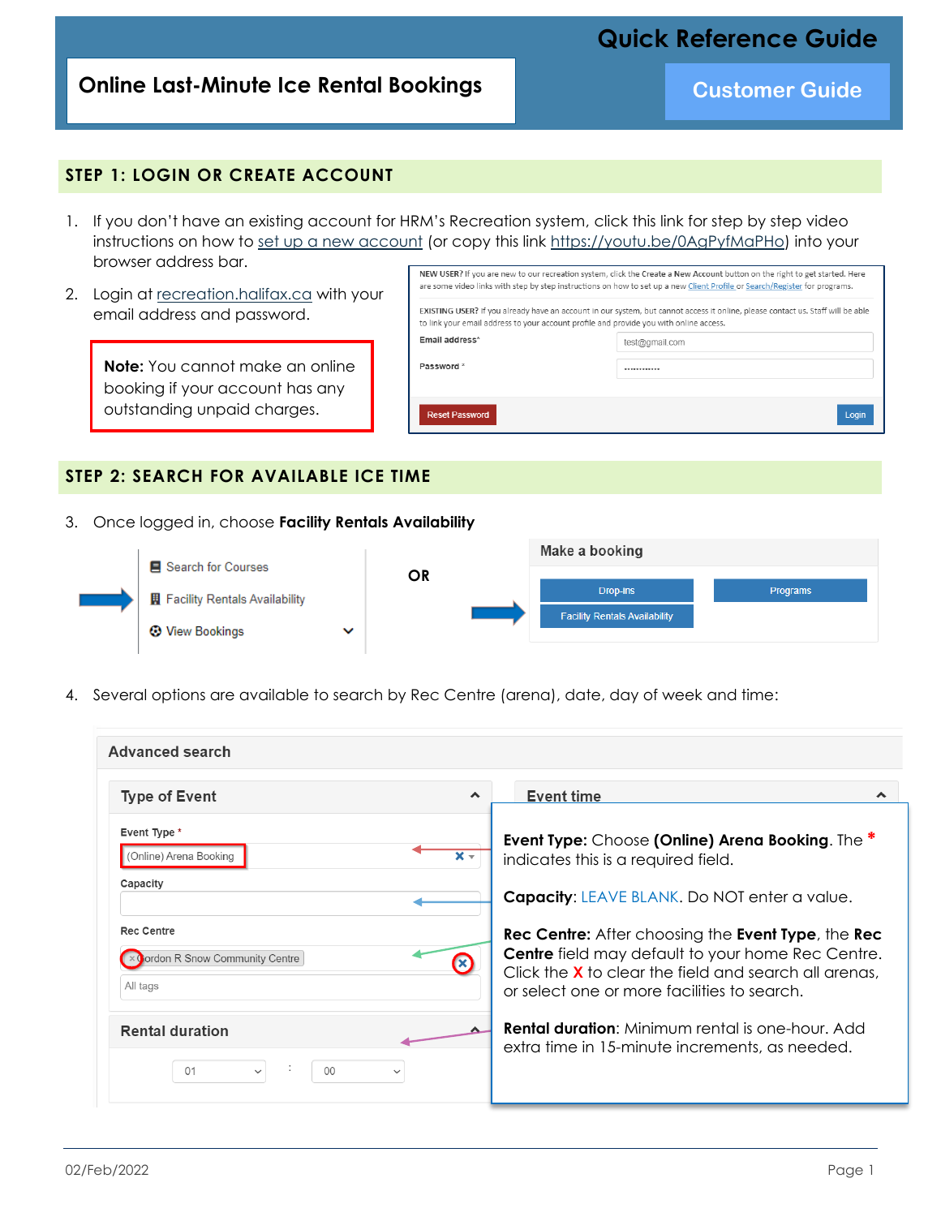# Online Last-Minute Ice Rental Bookings

**Quick Reference Guide**

**Customer Guide**

## STEP 1: LOGIN OR CREATE ACCOUNT

1. If you don't have an existing account for HRM's Recreation system, click this link for step by step video instructions on how to set up a new account (or copy this link https://youtu.be/0AgPyfMaPHo) into your browser address bar.
2. Login at recreation.halifax.ca with your email address and password.

> **Note:** You cannot make an online booking if your account has any outstanding unpaid charges.

NEW USER? If you are new to our recreation system, click the Create a New Account button on the right to get started. Here are some video links with step by step instructions on how to set up a new Client Profile or Search/Register for programs.

EXISTING USER? If you already have an account in our system, but cannot access it online, please contact us. Staff will be able to link your email address to your account profile and provide you with online access.

Email address* test@gmail.com

Password * ............

Reset Password | Login

## STEP 2: SEARCH FOR AVAILABLE ICE TIME

3. Once logged in, choose **Facility Rentals Availability**

- Search for Courses
- Facility Rentals Availability
- View Bookings

**OR**

Make a booking: Drop-ins | Programs | Facility Rentals Availability

4. Several options are available to search by Rec Centre (arena), date, day of week and time:

Advanced search

Type of Event — Event Type * (Online) Arena Booking; Capacity; Rec Centre: Gordon R Snow Community Centre; All tags

Rental duration: 01 : 00

Event time

**Event Type:** Choose **(Online) Arena Booking**. The * indicates this is a required field.

**Capacity**: LEAVE BLANK. Do NOT enter a value.

**Rec Centre:** After choosing the **Event Type**, the **Rec Centre** field may default to your home Rec Centre. Click the **X** to clear the field and search all arenas, or select one or more facilities to search.

**Rental duration**: Minimum rental is one-hour. Add extra time in 15-minute increments, as needed.

02/Feb/2022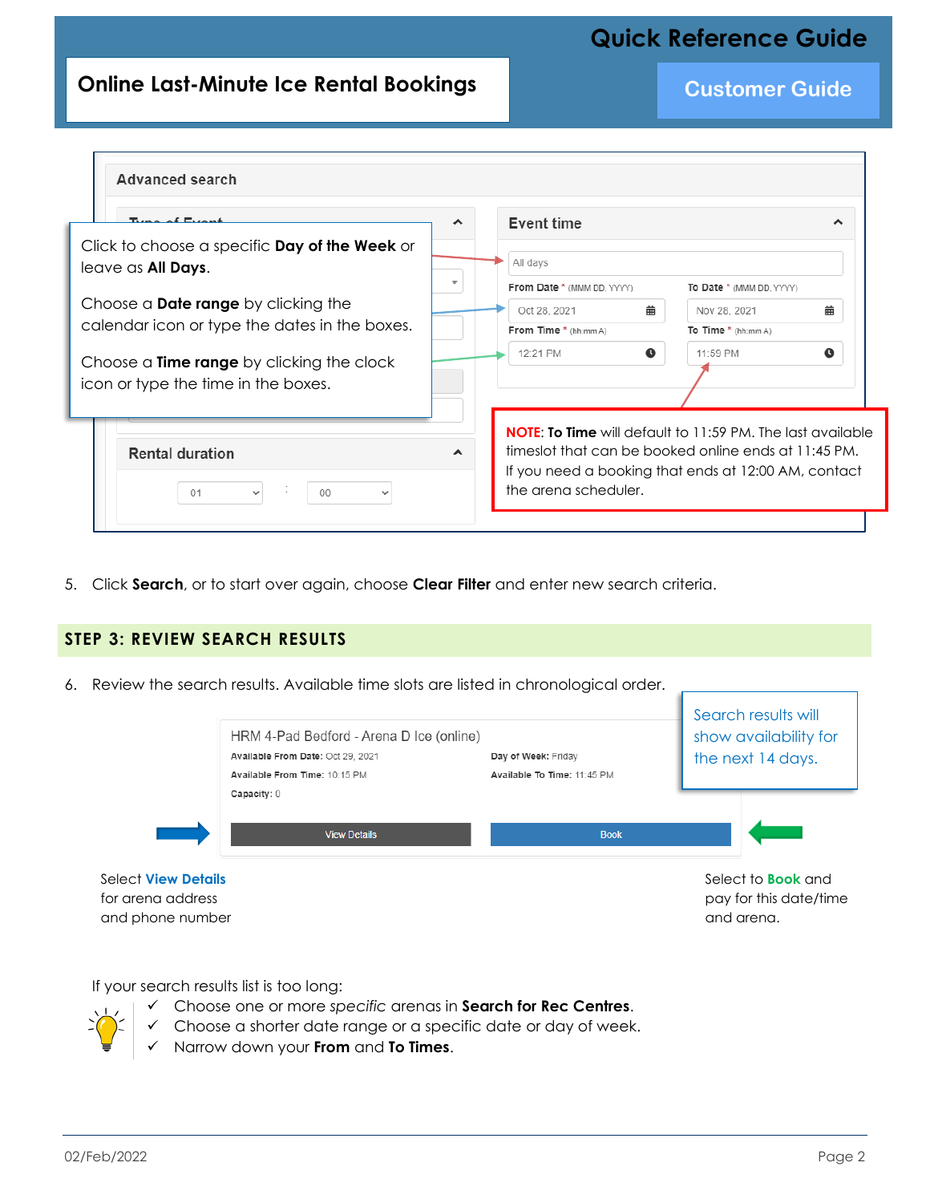Advanced search

Click to choose a specific **Day of the Week** or leave as **All Days**.

Choose a **Date range** by clicking the calendar icon or type the dates in the boxes.

Choose a **Time range** by clicking the clock icon or type the time in the boxes.

Event time

All days

From Date * (MMM DD, YYYY) Oct 28, 2021 — To Date * (MMM DD, YYYY) Nov 28, 2021

From Time * (hh:mm A) 12:21 PM — To Time * (hh:mm A) 11:59 PM

Rental duration: 01 : 00

**NOTE**: **To Time** will default to 11:59 PM. The last available timeslot that can be booked online ends at 11:45 PM. If you need a booking that ends at 12:00 AM, contact the arena scheduler.

5. Click **Search**, or to start over again, choose **Clear Filter** and enter new search criteria.

## STEP 3: REVIEW SEARCH RESULTS

6. Review the search results. Available time slots are listed in chronological order.

Search results will show availability for the next 14 days.

HRM 4-Pad Bedford - Arena D Ice (online)

Available From Date: Oct 29, 2021 — Day of Week: Friday

Available From Time: 10:15 PM — Available To Time: 11:45 PM

Capacity: 0

View Details | Book

Select **View Details** for arena address and phone number

Select to **Book** and pay for this date/time and arena.

If your search results list is too long:

- ✓ Choose one or more *specific* arenas in **Search for Rec Centres**.
- ✓ Choose a shorter date range or a specific date or day of week.
- ✓ Narrow down your **From** and **To Times**.

02/Feb/2022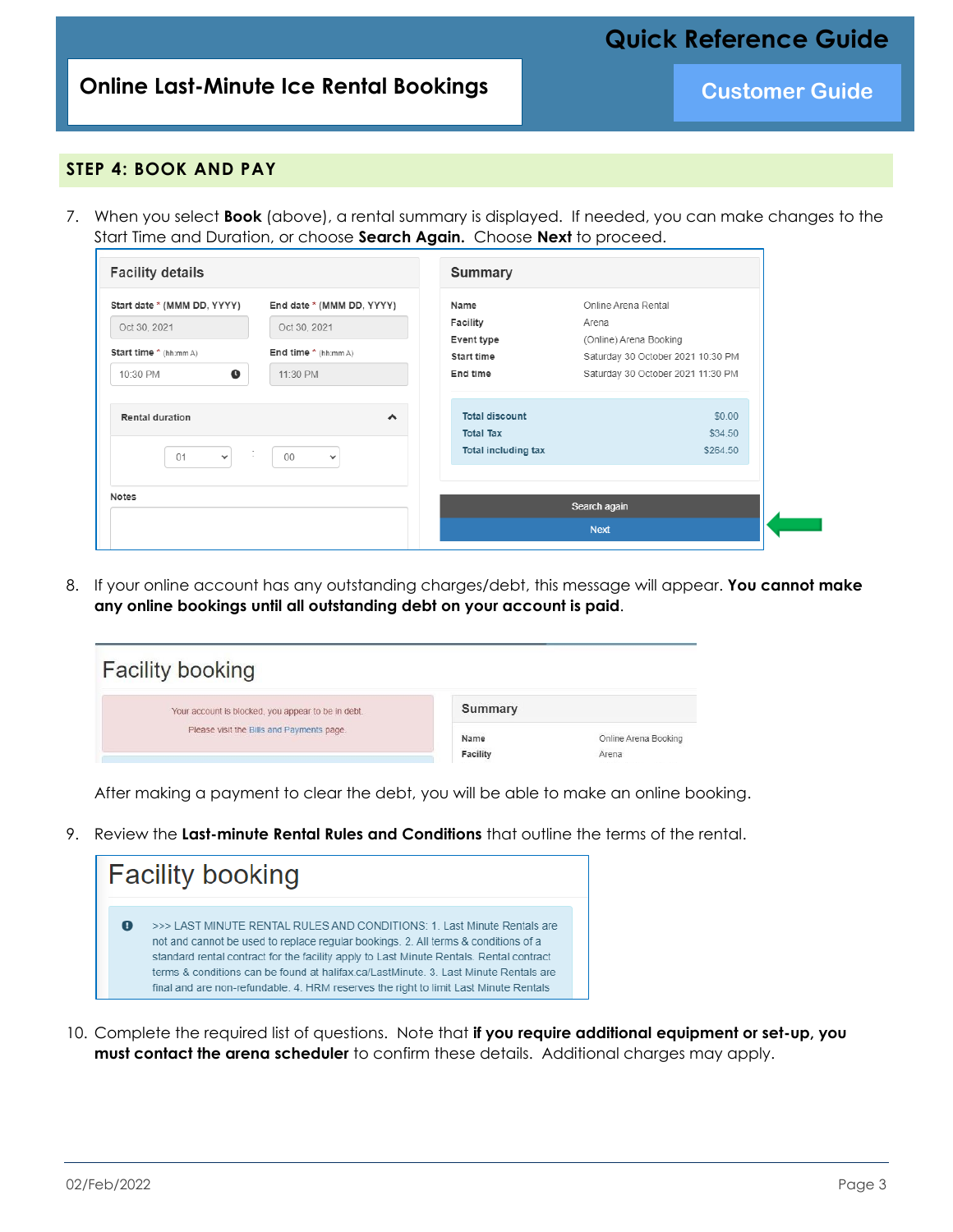## STEP 4: BOOK AND PAY

7. When you select **Book** (above), a rental summary is displayed. If needed, you can make changes to the Start Time and Duration, or choose **Search Again.** Choose **Next** to proceed.

8. If your online account has any outstanding charges/debt, this message will appear. **You cannot make any online bookings until all outstanding debt on your account is paid**.

   After making a payment to clear the debt, you will be able to make an online booking.

9. Review the **Last-minute Rental Rules and Conditions** that outline the terms of the rental.

10. Complete the required list of questions. Note that **if you require additional equipment or set-up, you must contact the arena scheduler** to confirm these details. Additional charges may apply.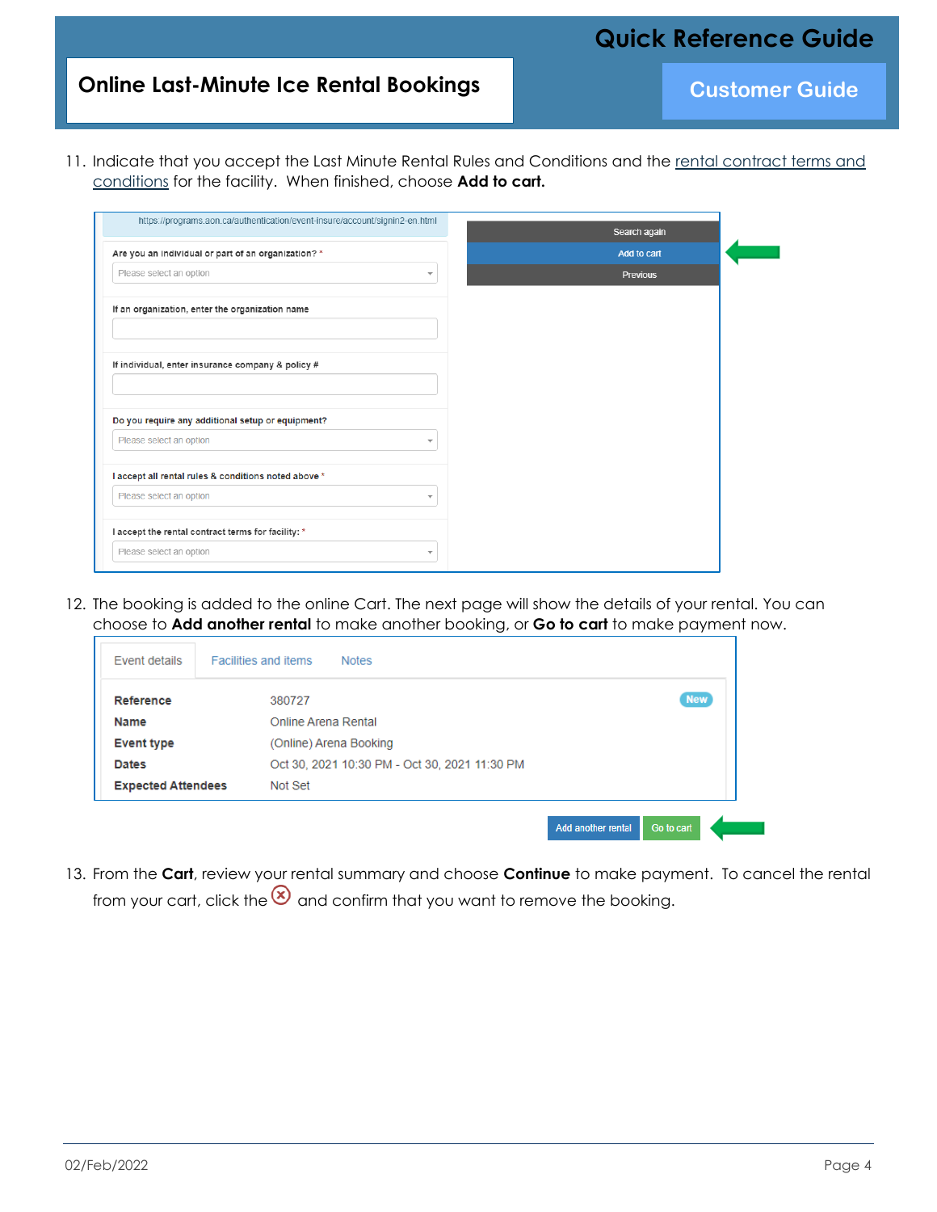11. Indicate that you accept the Last Minute Rental Rules and Conditions and the rental contract terms and conditions for the facility. When finished, choose **Add to cart.**

https://programs.aon.ca/authentication/event-insure/account/signin2-en.html

Are you an individual or part of an organization? *

Please select an option

If an organization, enter the organization name

If individual, enter insurance company & policy #

Do you require any additional setup or equipment?

Please select an option

I accept all rental rules & conditions noted above *

Please select an option

I accept the rental contract terms for facility: *

Please select an option

Search again

Add to cart

Previous

12. The booking is added to the online Cart. The next page will show the details of your rental. You can choose to **Add another rental** to make another booking, or **Go to cart** to make payment now.

Event details | Facilities and items | Notes

New

| | |
|---|---|
| **Reference** | 380727 |
| **Name** | Online Arena Rental |
| **Event type** | (Online) Arena Booking |
| **Dates** | Oct 30, 2021 10:30 PM - Oct 30, 2021 11:30 PM |
| **Expected Attendees** | Not Set |

Add another rental | Go to cart

13. From the **Cart**, review your rental summary and choose **Continue** to make payment. To cancel the rental from your cart, click the ⊗ and confirm that you want to remove the booking.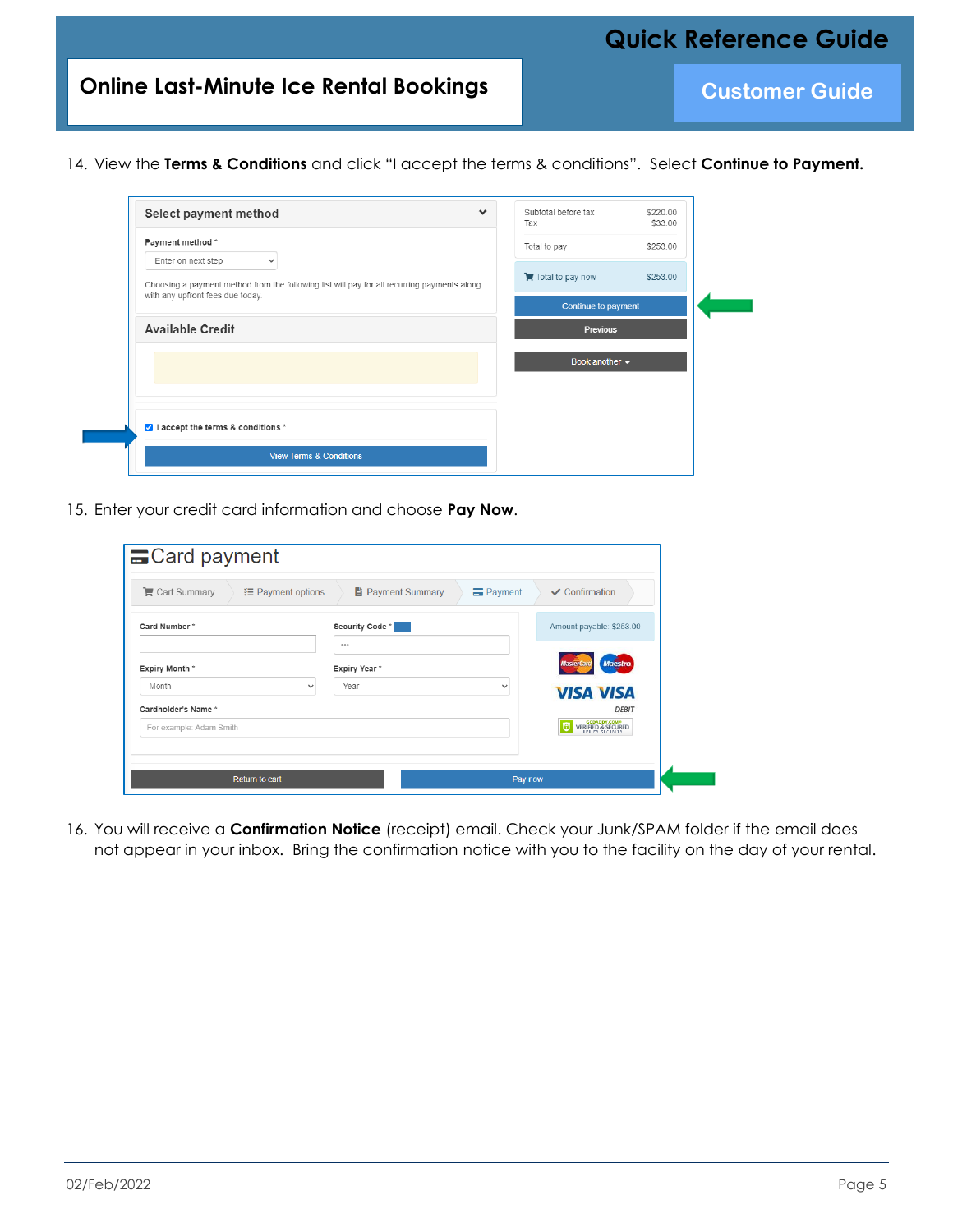14. View the **Terms & Conditions** and click "I accept the terms & conditions". Select **Continue to Payment.**

15. Enter your credit card information and choose **Pay Now**.

16. You will receive a **Confirmation Notice** (receipt) email. Check your Junk/SPAM folder if the email does not appear in your inbox. Bring the confirmation notice with you to the facility on the day of your rental.